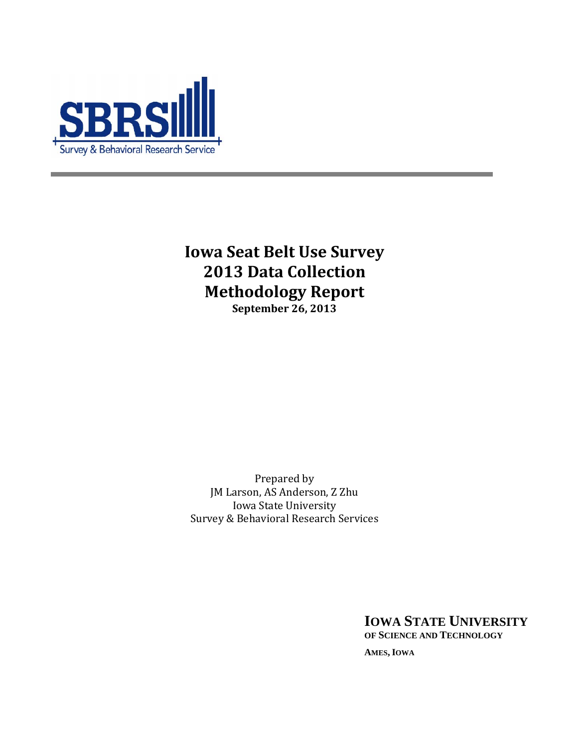SBRS

Survey & Behavioral Research Service

# Iowa Seat Belt Use Survey 2013 Data Collection Methodology Report

**September 26, 2013**

Prepared by
JM Larson, AS Anderson, Z Zhu
Iowa State University
Survey & Behavioral Research Services

**IOWA STATE UNIVERSITY**
**OF SCIENCE AND TECHNOLOGY**

**AMES, IOWA**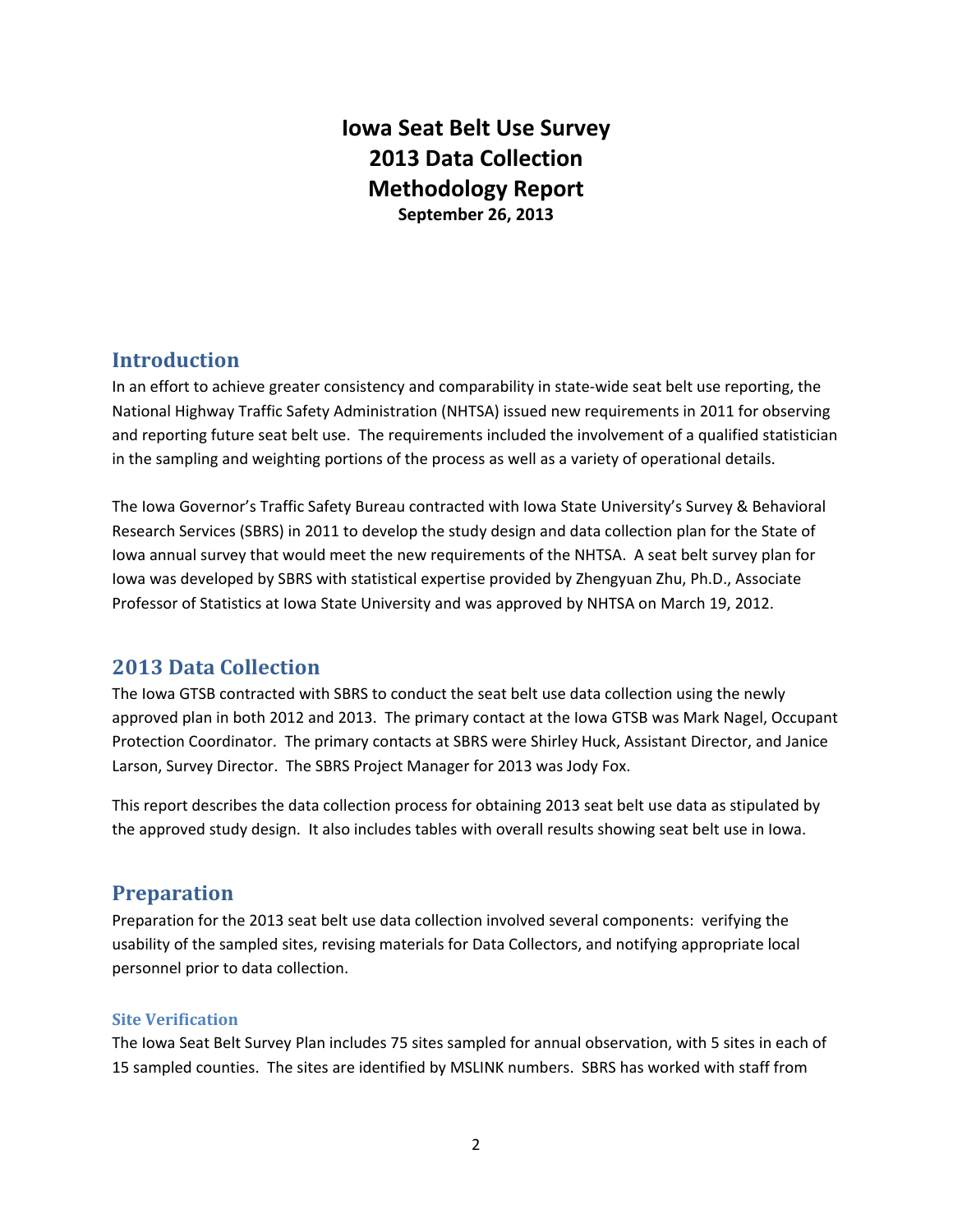# Iowa Seat Belt Use Survey
# 2013 Data Collection
# Methodology Report

**September 26, 2013**

## Introduction

In an effort to achieve greater consistency and comparability in state-wide seat belt use reporting, the National Highway Traffic Safety Administration (NHTSA) issued new requirements in 2011 for observing and reporting future seat belt use. The requirements included the involvement of a qualified statistician in the sampling and weighting portions of the process as well as a variety of operational details.

The Iowa Governor's Traffic Safety Bureau contracted with Iowa State University's Survey & Behavioral Research Services (SBRS) in 2011 to develop the study design and data collection plan for the State of Iowa annual survey that would meet the new requirements of the NHTSA. A seat belt survey plan for Iowa was developed by SBRS with statistical expertise provided by Zhengyuan Zhu, Ph.D., Associate Professor of Statistics at Iowa State University and was approved by NHTSA on March 19, 2012.

## 2013 Data Collection

The Iowa GTSB contracted with SBRS to conduct the seat belt use data collection using the newly approved plan in both 2012 and 2013. The primary contact at the Iowa GTSB was Mark Nagel, Occupant Protection Coordinator. The primary contacts at SBRS were Shirley Huck, Assistant Director, and Janice Larson, Survey Director. The SBRS Project Manager for 2013 was Jody Fox.

This report describes the data collection process for obtaining 2013 seat belt use data as stipulated by the approved study design. It also includes tables with overall results showing seat belt use in Iowa.

## Preparation

Preparation for the 2013 seat belt use data collection involved several components: verifying the usability of the sampled sites, revising materials for Data Collectors, and notifying appropriate local personnel prior to data collection.

### Site Verification

The Iowa Seat Belt Survey Plan includes 75 sites sampled for annual observation, with 5 sites in each of 15 sampled counties. The sites are identified by MSLINK numbers. SBRS has worked with staff from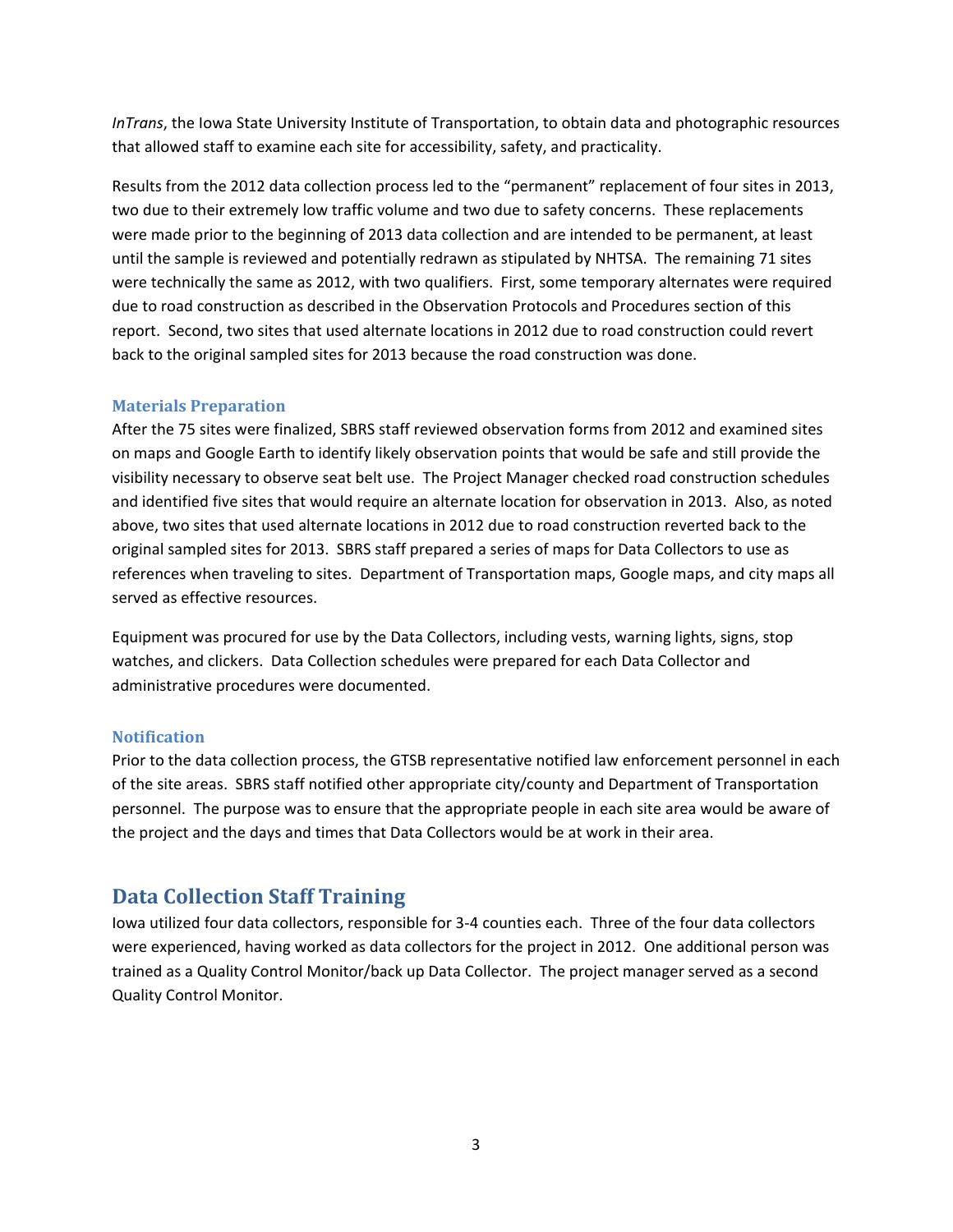*InTrans*, the Iowa State University Institute of Transportation, to obtain data and photographic resources that allowed staff to examine each site for accessibility, safety, and practicality.

Results from the 2012 data collection process led to the "permanent" replacement of four sites in 2013, two due to their extremely low traffic volume and two due to safety concerns. These replacements were made prior to the beginning of 2013 data collection and are intended to be permanent, at least until the sample is reviewed and potentially redrawn as stipulated by NHTSA. The remaining 71 sites were technically the same as 2012, with two qualifiers. First, some temporary alternates were required due to road construction as described in the Observation Protocols and Procedures section of this report. Second, two sites that used alternate locations in 2012 due to road construction could revert back to the original sampled sites for 2013 because the road construction was done.

### Materials Preparation

After the 75 sites were finalized, SBRS staff reviewed observation forms from 2012 and examined sites on maps and Google Earth to identify likely observation points that would be safe and still provide the visibility necessary to observe seat belt use. The Project Manager checked road construction schedules and identified five sites that would require an alternate location for observation in 2013. Also, as noted above, two sites that used alternate locations in 2012 due to road construction reverted back to the original sampled sites for 2013. SBRS staff prepared a series of maps for Data Collectors to use as references when traveling to sites. Department of Transportation maps, Google maps, and city maps all served as effective resources.

Equipment was procured for use by the Data Collectors, including vests, warning lights, signs, stop watches, and clickers. Data Collection schedules were prepared for each Data Collector and administrative procedures were documented.

### Notification

Prior to the data collection process, the GTSB representative notified law enforcement personnel in each of the site areas. SBRS staff notified other appropriate city/county and Department of Transportation personnel. The purpose was to ensure that the appropriate people in each site area would be aware of the project and the days and times that Data Collectors would be at work in their area.

## Data Collection Staff Training

Iowa utilized four data collectors, responsible for 3-4 counties each. Three of the four data collectors were experienced, having worked as data collectors for the project in 2012. One additional person was trained as a Quality Control Monitor/back up Data Collector. The project manager served as a second Quality Control Monitor.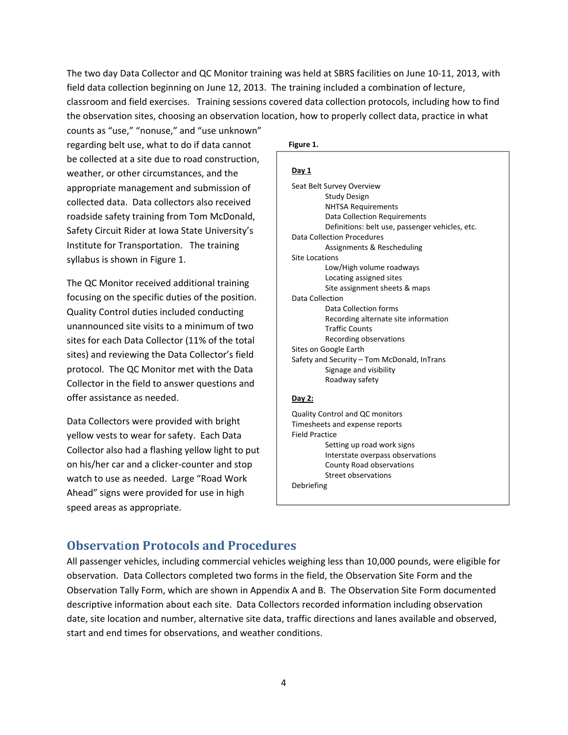The two day Data Collector and QC Monitor training was held at SBRS facilities on June 10-11, 2013, with field data collection beginning on June 12, 2013. The training included a combination of lecture, classroom and field exercises. Training sessions covered data collection protocols, including how to find the observation sites, choosing an observation location, how to properly collect data, practice in what counts as "use," "nonuse," and "use unknown" regarding belt use, what to do if data cannot be collected at a site due to road construction, weather, or other circumstances, and the appropriate management and submission of collected data. Data collectors also received roadside safety training from Tom McDonald, Safety Circuit Rider at Iowa State University's Institute for Transportation. The training syllabus is shown in Figure 1.

**Figure 1.**

**Day 1**

- Seat Belt Survey Overview
  - Study Design
  - NHTSA Requirements
  - Data Collection Requirements
  - Definitions: belt use, passenger vehicles, etc.
- Data Collection Procedures
  - Assignments & Rescheduling
- Site Locations
  - Low/High volume roadways
  - Locating assigned sites
  - Site assignment sheets & maps
- Data Collection
  - Data Collection forms
  - Recording alternate site information
  - Traffic Counts
  - Recording observations
- Sites on Google Earth
- Safety and Security – Tom McDonald, InTrans
  - Signage and visibility
  - Roadway safety

**Day 2:**

- Quality Control and QC monitors
- Timesheets and expense reports
- Field Practice
  - Setting up road work signs
  - Interstate overpass observations
  - County Road observations
  - Street observations
- Debriefing

The QC Monitor received additional training focusing on the specific duties of the position. Quality Control duties included conducting unannounced site visits to a minimum of two sites for each Data Collector (11% of the total sites) and reviewing the Data Collector's field protocol. The QC Monitor met with the Data Collector in the field to answer questions and offer assistance as needed.

Data Collectors were provided with bright yellow vests to wear for safety. Each Data Collector also had a flashing yellow light to put on his/her car and a clicker-counter and stop watch to use as needed. Large "Road Work Ahead" signs were provided for use in high speed areas as appropriate.

## Observation Protocols and Procedures

All passenger vehicles, including commercial vehicles weighing less than 10,000 pounds, were eligible for observation. Data Collectors completed two forms in the field, the Observation Site Form and the Observation Tally Form, which are shown in Appendix A and B. The Observation Site Form documented descriptive information about each site. Data Collectors recorded information including observation date, site location and number, alternative site data, traffic directions and lanes available and observed, start and end times for observations, and weather conditions.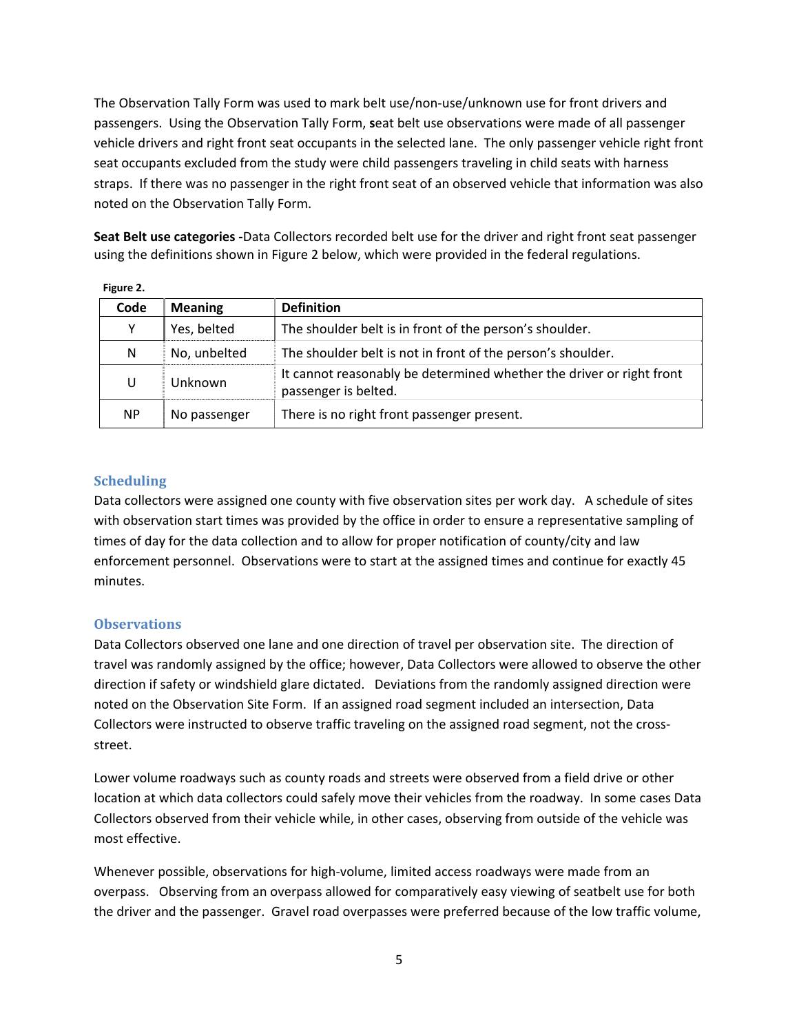The Observation Tally Form was used to mark belt use/non-use/unknown use for front drivers and passengers. Using the Observation Tally Form, **s**eat belt use observations were made of all passenger vehicle drivers and right front seat occupants in the selected lane. The only passenger vehicle right front seat occupants excluded from the study were child passengers traveling in child seats with harness straps. If there was no passenger in the right front seat of an observed vehicle that information was also noted on the Observation Tally Form.

**Seat Belt use categories -**Data Collectors recorded belt use for the driver and right front seat passenger using the definitions shown in Figure 2 below, which were provided in the federal regulations.

**Figure 2.**

| Code | Meaning | Definition |
|---|---|---|
| Y | Yes, belted | The shoulder belt is in front of the person's shoulder. |
| N | No, unbelted | The shoulder belt is not in front of the person's shoulder. |
| U | Unknown | It cannot reasonably be determined whether the driver or right front passenger is belted. |
| NP | No passenger | There is no right front passenger present. |

## Scheduling

Data collectors were assigned one county with five observation sites per work day. A schedule of sites with observation start times was provided by the office in order to ensure a representative sampling of times of day for the data collection and to allow for proper notification of county/city and law enforcement personnel. Observations were to start at the assigned times and continue for exactly 45 minutes.

## Observations

Data Collectors observed one lane and one direction of travel per observation site. The direction of travel was randomly assigned by the office; however, Data Collectors were allowed to observe the other direction if safety or windshield glare dictated. Deviations from the randomly assigned direction were noted on the Observation Site Form. If an assigned road segment included an intersection, Data Collectors were instructed to observe traffic traveling on the assigned road segment, not the cross-street.

Lower volume roadways such as county roads and streets were observed from a field drive or other location at which data collectors could safely move their vehicles from the roadway. In some cases Data Collectors observed from their vehicle while, in other cases, observing from outside of the vehicle was most effective.

Whenever possible, observations for high-volume, limited access roadways were made from an overpass. Observing from an overpass allowed for comparatively easy viewing of seatbelt use for both the driver and the passenger. Gravel road overpasses were preferred because of the low traffic volume,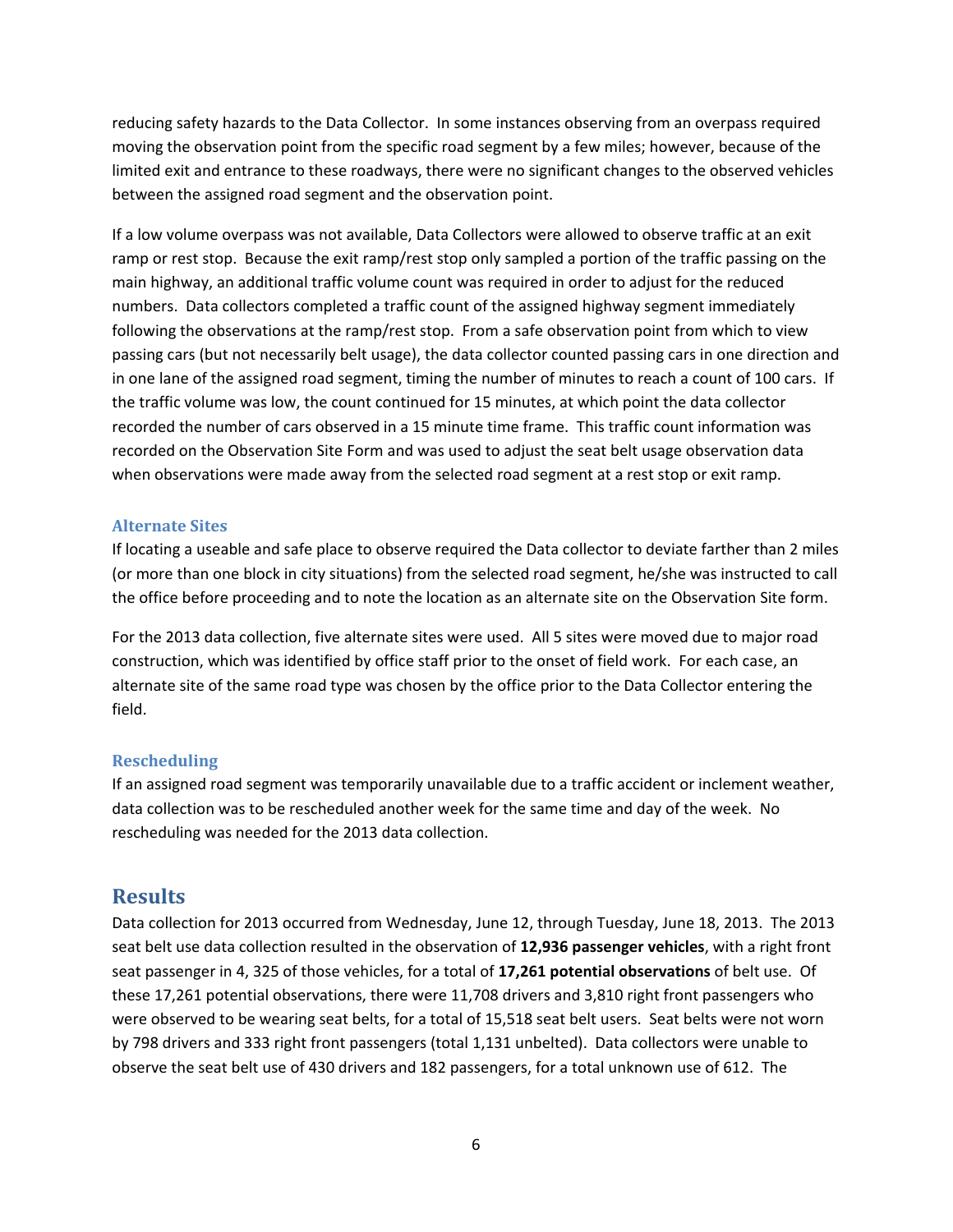reducing safety hazards to the Data Collector. In some instances observing from an overpass required moving the observation point from the specific road segment by a few miles; however, because of the limited exit and entrance to these roadways, there were no significant changes to the observed vehicles between the assigned road segment and the observation point.

If a low volume overpass was not available, Data Collectors were allowed to observe traffic at an exit ramp or rest stop. Because the exit ramp/rest stop only sampled a portion of the traffic passing on the main highway, an additional traffic volume count was required in order to adjust for the reduced numbers. Data collectors completed a traffic count of the assigned highway segment immediately following the observations at the ramp/rest stop. From a safe observation point from which to view passing cars (but not necessarily belt usage), the data collector counted passing cars in one direction and in one lane of the assigned road segment, timing the number of minutes to reach a count of 100 cars. If the traffic volume was low, the count continued for 15 minutes, at which point the data collector recorded the number of cars observed in a 15 minute time frame. This traffic count information was recorded on the Observation Site Form and was used to adjust the seat belt usage observation data when observations were made away from the selected road segment at a rest stop or exit ramp.

### Alternate Sites

If locating a useable and safe place to observe required the Data collector to deviate farther than 2 miles (or more than one block in city situations) from the selected road segment, he/she was instructed to call the office before proceeding and to note the location as an alternate site on the Observation Site form.

For the 2013 data collection, five alternate sites were used. All 5 sites were moved due to major road construction, which was identified by office staff prior to the onset of field work. For each case, an alternate site of the same road type was chosen by the office prior to the Data Collector entering the field.

### Rescheduling

If an assigned road segment was temporarily unavailable due to a traffic accident or inclement weather, data collection was to be rescheduled another week for the same time and day of the week. No rescheduling was needed for the 2013 data collection.

## Results

Data collection for 2013 occurred from Wednesday, June 12, through Tuesday, June 18, 2013. The 2013 seat belt use data collection resulted in the observation of **12,936 passenger vehicles**, with a right front seat passenger in 4, 325 of those vehicles, for a total of **17,261 potential observations** of belt use. Of these 17,261 potential observations, there were 11,708 drivers and 3,810 right front passengers who were observed to be wearing seat belts, for a total of 15,518 seat belt users. Seat belts were not worn by 798 drivers and 333 right front passengers (total 1,131 unbelted). Data collectors were unable to observe the seat belt use of 430 drivers and 182 passengers, for a total unknown use of 612. The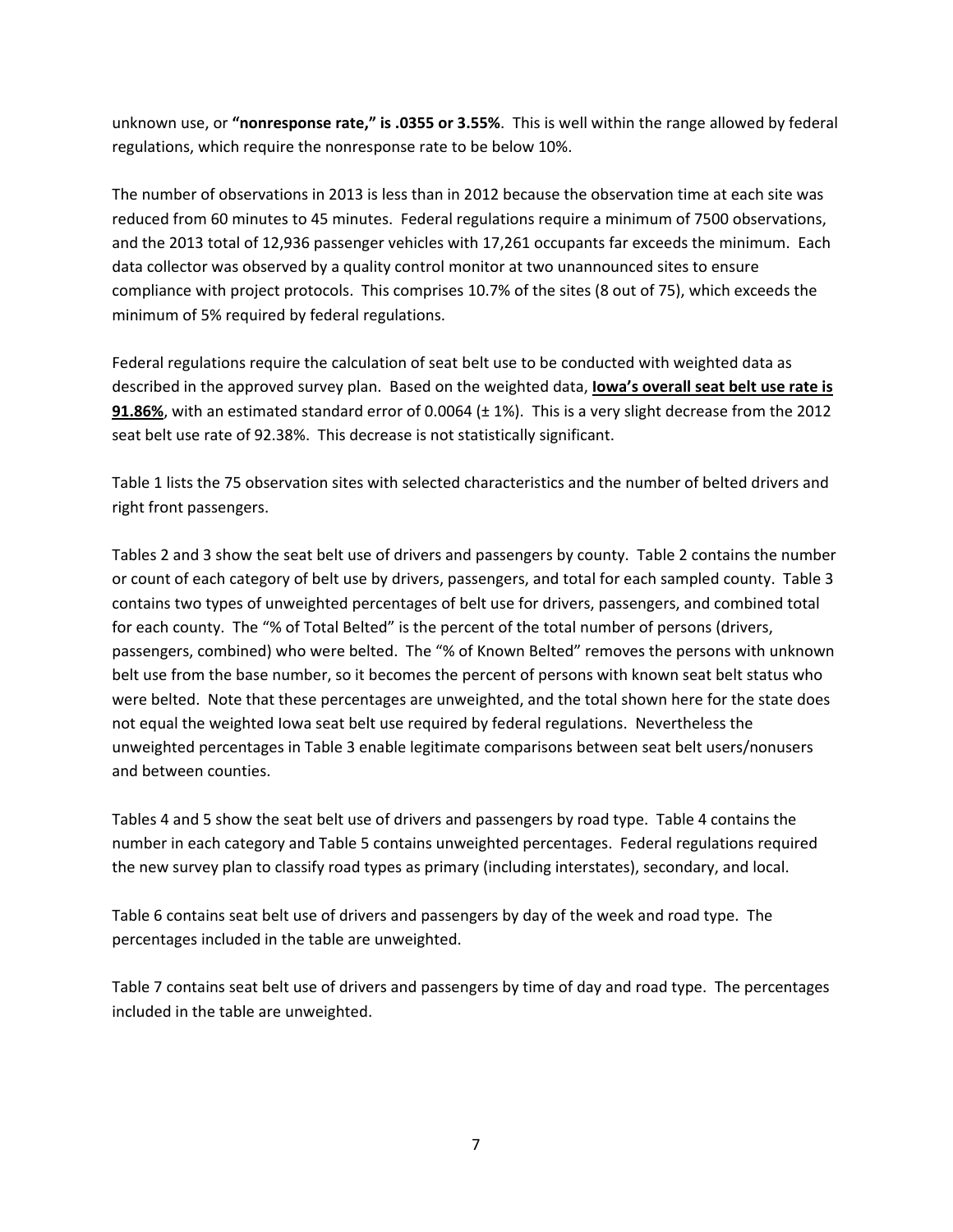unknown use, or **"nonresponse rate," is .0355 or 3.55%**. This is well within the range allowed by federal regulations, which require the nonresponse rate to be below 10%.

The number of observations in 2013 is less than in 2012 because the observation time at each site was reduced from 60 minutes to 45 minutes. Federal regulations require a minimum of 7500 observations, and the 2013 total of 12,936 passenger vehicles with 17,261 occupants far exceeds the minimum. Each data collector was observed by a quality control monitor at two unannounced sites to ensure compliance with project protocols. This comprises 10.7% of the sites (8 out of 75), which exceeds the minimum of 5% required by federal regulations.

Federal regulations require the calculation of seat belt use to be conducted with weighted data as described in the approved survey plan. Based on the weighted data, **<u>Iowa's overall seat belt use rate is 91.86%</u>**, with an estimated standard error of 0.0064 (± 1%). This is a very slight decrease from the 2012 seat belt use rate of 92.38%. This decrease is not statistically significant.

Table 1 lists the 75 observation sites with selected characteristics and the number of belted drivers and right front passengers.

Tables 2 and 3 show the seat belt use of drivers and passengers by county. Table 2 contains the number or count of each category of belt use by drivers, passengers, and total for each sampled county. Table 3 contains two types of unweighted percentages of belt use for drivers, passengers, and combined total for each county. The "% of Total Belted" is the percent of the total number of persons (drivers, passengers, combined) who were belted. The "% of Known Belted" removes the persons with unknown belt use from the base number, so it becomes the percent of persons with known seat belt status who were belted. Note that these percentages are unweighted, and the total shown here for the state does not equal the weighted Iowa seat belt use required by federal regulations. Nevertheless the unweighted percentages in Table 3 enable legitimate comparisons between seat belt users/nonusers and between counties.

Tables 4 and 5 show the seat belt use of drivers and passengers by road type. Table 4 contains the number in each category and Table 5 contains unweighted percentages. Federal regulations required the new survey plan to classify road types as primary (including interstates), secondary, and local.

Table 6 contains seat belt use of drivers and passengers by day of the week and road type. The percentages included in the table are unweighted.

Table 7 contains seat belt use of drivers and passengers by time of day and road type. The percentages included in the table are unweighted.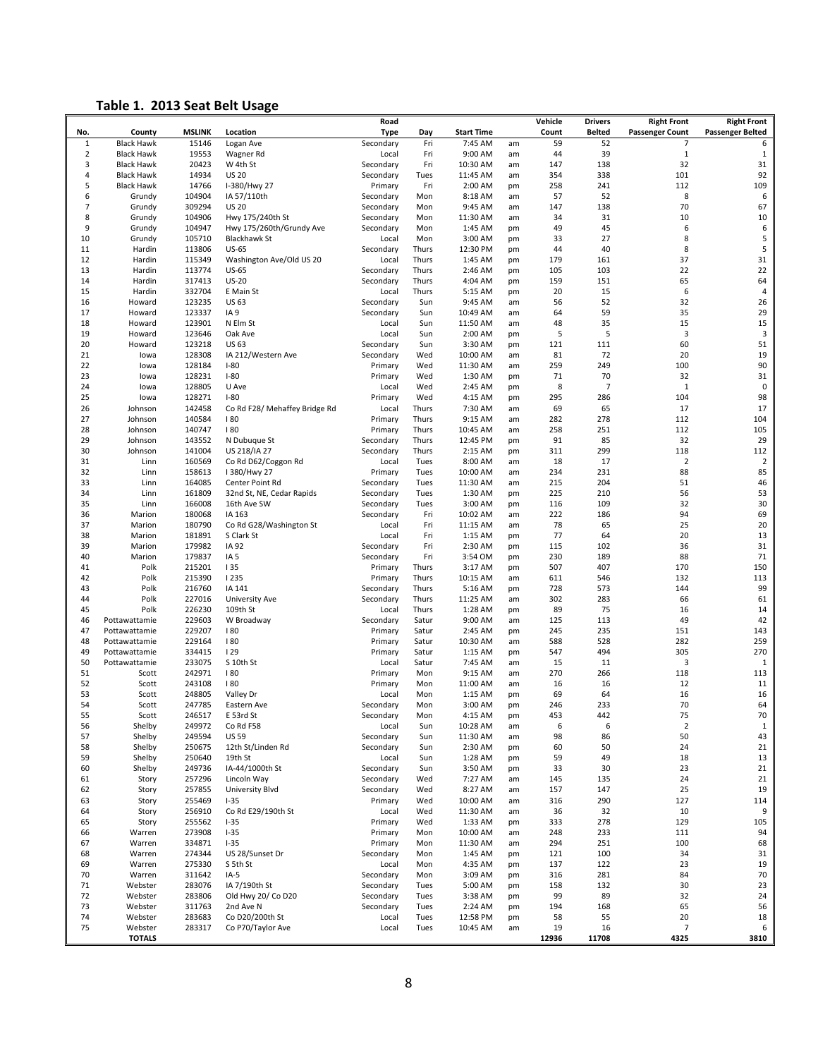## Table 1. 2013 Seat Belt Usage

| No. | County | MSLINK | Location | Road Type | Day | Start Time | | Vehicle Count | Drivers Belted | Right Front Passenger Count | Right Front Passenger Belted |
|---|---|---|---|---|---|---|---|---|---|---|---|
| 1 | Black Hawk | 15146 | Logan Ave | Secondary | Fri | 7:45 AM | am | 59 | 52 | 7 | 6 |
| 2 | Black Hawk | 19553 | Wagner Rd | Local | Fri | 9:00 AM | am | 44 | 39 | 1 | 1 |
| 3 | Black Hawk | 20423 | W 4th St | Secondary | Fri | 10:30 AM | am | 147 | 138 | 32 | 31 |
| 4 | Black Hawk | 14934 | US 20 | Secondary | Tues | 11:45 AM | am | 354 | 338 | 101 | 92 |
| 5 | Black Hawk | 14766 | I-380/Hwy 27 | Primary | Fri | 2:00 AM | pm | 258 | 241 | 112 | 109 |
| 6 | Grundy | 104904 | IA 57/110th | Secondary | Mon | 8:18 AM | am | 57 | 52 | 8 | 6 |
| 7 | Grundy | 309294 | US 20 | Secondary | Mon | 9:45 AM | am | 147 | 138 | 70 | 67 |
| 8 | Grundy | 104906 | Hwy 175/240th St | Secondary | Mon | 11:30 AM | am | 34 | 31 | 10 | 10 |
| 9 | Grundy | 104947 | Hwy 175/260th/Grundy Ave | Secondary | Mon | 1:45 AM | pm | 49 | 45 | 6 | 6 |
| 10 | Grundy | 105710 | Blackhawk St | Local | Mon | 3:00 AM | pm | 33 | 27 | 8 | 5 |
| 11 | Hardin | 113806 | US-65 | Secondary | Thurs | 12:30 PM | pm | 44 | 40 | 8 | 5 |
| 12 | Hardin | 115349 | Washington Ave/Old US 20 | Local | Thurs | 1:45 AM | pm | 179 | 161 | 37 | 31 |
| 13 | Hardin | 113774 | US-65 | Secondary | Thurs | 2:46 AM | pm | 105 | 103 | 22 | 22 |
| 14 | Hardin | 317413 | US-20 | Secondary | Thurs | 4:04 AM | pm | 159 | 151 | 65 | 64 |
| 15 | Hardin | 332704 | E Main St | Local | Thurs | 5:15 AM | pm | 20 | 15 | 6 | 4 |
| 16 | Howard | 123235 | US 63 | Secondary | Sun | 9:45 AM | am | 56 | 52 | 32 | 26 |
| 17 | Howard | 123337 | IA 9 | Secondary | Sun | 10:49 AM | am | 64 | 59 | 35 | 29 |
| 18 | Howard | 123901 | N Elm St | Local | Sun | 11:50 AM | am | 48 | 35 | 15 | 15 |
| 19 | Howard | 123646 | Oak Ave | Local | Sun | 2:00 AM | pm | 5 | 5 | 3 | 3 |
| 20 | Howard | 123218 | US 63 | Secondary | Sun | 3:30 AM | pm | 121 | 111 | 60 | 51 |
| 21 | Iowa | 128308 | IA 212/Western Ave | Secondary | Wed | 10:00 AM | am | 81 | 72 | 20 | 19 |
| 22 | Iowa | 128184 | I-80 | Primary | Wed | 11:30 AM | am | 259 | 249 | 100 | 90 |
| 23 | Iowa | 128231 | I-80 | Primary | Wed | 1:30 AM | pm | 71 | 70 | 32 | 31 |
| 24 | Iowa | 128805 | U Ave | Local | Wed | 2:45 AM | pm | 8 | 7 | 1 | 0 |
| 25 | Iowa | 128271 | I-80 | Primary | Wed | 4:15 AM | pm | 295 | 286 | 104 | 98 |
| 26 | Johnson | 142458 | Co Rd F28/ Mehaffey Bridge Rd | Local | Thurs | 7:30 AM | am | 69 | 65 | 17 | 17 |
| 27 | Johnson | 140584 | I 80 | Primary | Thurs | 9:15 AM | am | 282 | 278 | 112 | 104 |
| 28 | Johnson | 140747 | I 80 | Primary | Thurs | 10:45 AM | am | 258 | 251 | 112 | 105 |
| 29 | Johnson | 143552 | N Dubuque St | Secondary | Thurs | 12:45 PM | pm | 91 | 85 | 32 | 29 |
| 30 | Johnson | 141004 | US 218/IA 27 | Secondary | Thurs | 2:15 AM | pm | 311 | 299 | 118 | 112 |
| 31 | Linn | 160569 | Co Rd D62/Coggon Rd | Local | Tues | 8:00 AM | am | 18 | 17 | 2 | 2 |
| 32 | Linn | 158613 | I 380/Hwy 27 | Primary | Tues | 10:00 AM | am | 234 | 231 | 88 | 85 |
| 33 | Linn | 164085 | Center Point Rd | Secondary | Tues | 11:30 AM | am | 215 | 204 | 51 | 46 |
| 34 | Linn | 161809 | 32nd St, NE, Cedar Rapids | Secondary | Tues | 1:30 AM | pm | 225 | 210 | 56 | 53 |
| 35 | Linn | 166008 | 16th Ave SW | Secondary | Tues | 3:00 AM | pm | 116 | 109 | 32 | 30 |
| 36 | Marion | 180068 | IA 163 | Secondary | Fri | 10:02 AM | am | 222 | 186 | 94 | 69 |
| 37 | Marion | 180790 | Co Rd G28/Washington St | Local | Fri | 11:15 AM | am | 78 | 65 | 25 | 20 |
| 38 | Marion | 181891 | S Clark St | Local | Fri | 1:15 AM | pm | 77 | 64 | 20 | 13 |
| 39 | Marion | 179982 | IA 92 | Secondary | Fri | 2:30 AM | pm | 115 | 102 | 36 | 31 |
| 40 | Marion | 179837 | IA 5 | Secondary | Fri | 3:54 OM | pm | 230 | 189 | 88 | 71 |
| 41 | Polk | 215201 | I 35 | Primary | Thurs | 3:17 AM | pm | 507 | 407 | 170 | 150 |
| 42 | Polk | 215390 | I 235 | Primary | Thurs | 10:15 AM | am | 611 | 546 | 132 | 113 |
| 43 | Polk | 216760 | IA 141 | Secondary | Thurs | 5:16 AM | pm | 728 | 573 | 144 | 99 |
| 44 | Polk | 227016 | University Ave | Secondary | Thurs | 11:25 AM | am | 302 | 283 | 66 | 61 |
| 45 | Polk | 226230 | 109th St | Local | Thurs | 1:28 AM | pm | 89 | 75 | 16 | 14 |
| 46 | Pottawattamie | 229603 | W Broadway | Secondary | Satur | 9:00 AM | am | 125 | 113 | 49 | 42 |
| 47 | Pottawattamie | 229207 | I 80 | Primary | Satur | 2:45 AM | pm | 245 | 235 | 151 | 143 |
| 48 | Pottawattamie | 229164 | I 80 | Primary | Satur | 10:30 AM | am | 588 | 528 | 282 | 259 |
| 49 | Pottawattamie | 334415 | I 29 | Primary | Satur | 1:15 AM | pm | 547 | 494 | 305 | 270 |
| 50 | Pottawattamie | 233075 | S 10th St | Local | Satur | 7:45 AM | am | 15 | 11 | 3 | 1 |
| 51 | Scott | 242971 | I 80 | Primary | Mon | 9:15 AM | am | 270 | 266 | 118 | 113 |
| 52 | Scott | 243108 | I 80 | Primary | Mon | 11:00 AM | am | 16 | 16 | 12 | 11 |
| 53 | Scott | 248805 | Valley Dr | Local | Mon | 1:15 AM | pm | 69 | 64 | 16 | 16 |
| 54 | Scott | 247785 | Eastern Ave | Secondary | Mon | 3:00 AM | pm | 246 | 233 | 70 | 64 |
| 55 | Scott | 246517 | E 53rd St | Secondary | Mon | 4:15 AM | pm | 453 | 442 | 75 | 70 |
| 56 | Shelby | 249972 | Co Rd F58 | Local | Sun | 10:28 AM | am | 6 | 6 | 2 | 1 |
| 57 | Shelby | 249594 | US 59 | Secondary | Sun | 11:30 AM | am | 98 | 86 | 50 | 43 |
| 58 | Shelby | 250675 | 12th St/Linden Rd | Secondary | Sun | 2:30 AM | pm | 60 | 50 | 24 | 21 |
| 59 | Shelby | 250640 | 19th St | Local | Sun | 1:28 AM | pm | 59 | 49 | 18 | 13 |
| 60 | Shelby | 249736 | IA-44/1000th St | Secondary | Sun | 3:50 AM | pm | 33 | 30 | 23 | 21 |
| 61 | Story | 257296 | Lincoln Way | Secondary | Wed | 7:27 AM | am | 145 | 135 | 24 | 21 |
| 62 | Story | 257855 | University Blvd | Secondary | Wed | 8:27 AM | am | 157 | 147 | 25 | 19 |
| 63 | Story | 255469 | I-35 | Primary | Wed | 10:00 AM | am | 316 | 290 | 127 | 114 |
| 64 | Story | 256910 | Co Rd E29/190th St | Local | Wed | 11:30 AM | am | 36 | 32 | 10 | 9 |
| 65 | Story | 255562 | I-35 | Primary | Wed | 1:33 AM | pm | 333 | 278 | 129 | 105 |
| 66 | Warren | 273908 | I-35 | Primary | Mon | 10:00 AM | am | 248 | 233 | 111 | 94 |
| 67 | Warren | 334871 | I-35 | Primary | Mon | 11:30 AM | am | 294 | 251 | 100 | 68 |
| 68 | Warren | 274344 | US 28/Sunset Dr | Secondary | Mon | 1:45 AM | pm | 121 | 100 | 34 | 31 |
| 69 | Warren | 275330 | S 5th St | Local | Mon | 4:35 AM | pm | 137 | 122 | 23 | 19 |
| 70 | Warren | 311642 | IA-5 | Secondary | Mon | 3:09 AM | pm | 316 | 281 | 84 | 70 |
| 71 | Webster | 283076 | IA 7/190th St | Secondary | Tues | 5:00 AM | pm | 158 | 132 | 30 | 23 |
| 72 | Webster | 283806 | Old Hwy 20/ Co D20 | Secondary | Tues | 3:38 AM | pm | 99 | 89 | 32 | 24 |
| 73 | Webster | 311763 | 2nd Ave N | Secondary | Tues | 2:24 AM | pm | 194 | 168 | 65 | 56 |
| 74 | Webster | 283683 | Co D20/200th St | Local | Tues | 12:58 PM | pm | 58 | 55 | 20 | 18 |
| 75 | Webster | 283317 | Co P70/Taylor Ave | Local | Tues | 10:45 AM | am | 19 | 16 | 7 | 6 |
| | **TOTALS** | | | | | | | **12936** | **11708** | **4325** | **3810** |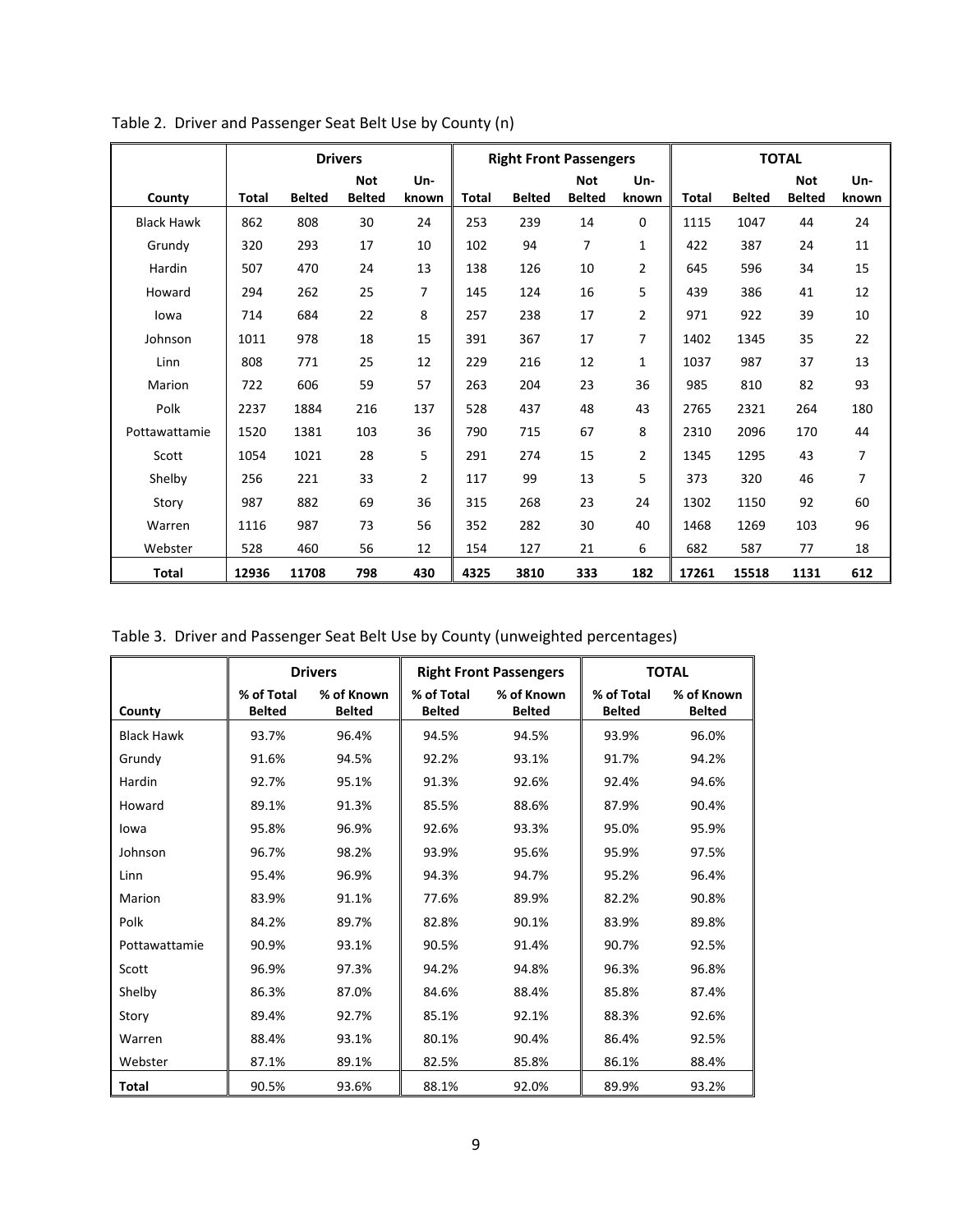Table 2. Driver and Passenger Seat Belt Use by County (n)

| | Drivers | | | | Right Front Passengers | | | | TOTAL | | | |
|---|---|---|---|---|---|---|---|---|---|---|---|---|
| County | Total | Belted | Not Belted | Un-known | Total | Belted | Not Belted | Un-known | Total | Belted | Not Belted | Un-known |
| Black Hawk | 862 | 808 | 30 | 24 | 253 | 239 | 14 | 0 | 1115 | 1047 | 44 | 24 |
| Grundy | 320 | 293 | 17 | 10 | 102 | 94 | 7 | 1 | 422 | 387 | 24 | 11 |
| Hardin | 507 | 470 | 24 | 13 | 138 | 126 | 10 | 2 | 645 | 596 | 34 | 15 |
| Howard | 294 | 262 | 25 | 7 | 145 | 124 | 16 | 5 | 439 | 386 | 41 | 12 |
| Iowa | 714 | 684 | 22 | 8 | 257 | 238 | 17 | 2 | 971 | 922 | 39 | 10 |
| Johnson | 1011 | 978 | 18 | 15 | 391 | 367 | 17 | 7 | 1402 | 1345 | 35 | 22 |
| Linn | 808 | 771 | 25 | 12 | 229 | 216 | 12 | 1 | 1037 | 987 | 37 | 13 |
| Marion | 722 | 606 | 59 | 57 | 263 | 204 | 23 | 36 | 985 | 810 | 82 | 93 |
| Polk | 2237 | 1884 | 216 | 137 | 528 | 437 | 48 | 43 | 2765 | 2321 | 264 | 180 |
| Pottawattamie | 1520 | 1381 | 103 | 36 | 790 | 715 | 67 | 8 | 2310 | 2096 | 170 | 44 |
| Scott | 1054 | 1021 | 28 | 5 | 291 | 274 | 15 | 2 | 1345 | 1295 | 43 | 7 |
| Shelby | 256 | 221 | 33 | 2 | 117 | 99 | 13 | 5 | 373 | 320 | 46 | 7 |
| Story | 987 | 882 | 69 | 36 | 315 | 268 | 23 | 24 | 1302 | 1150 | 92 | 60 |
| Warren | 1116 | 987 | 73 | 56 | 352 | 282 | 30 | 40 | 1468 | 1269 | 103 | 96 |
| Webster | 528 | 460 | 56 | 12 | 154 | 127 | 21 | 6 | 682 | 587 | 77 | 18 |
| **Total** | **12936** | **11708** | **798** | **430** | **4325** | **3810** | **333** | **182** | **17261** | **15518** | **1131** | **612** |

Table 3. Driver and Passenger Seat Belt Use by County (unweighted percentages)

| | Drivers | | Right Front Passengers | | TOTAL | |
|---|---|---|---|---|---|---|
| County | % of Total Belted | % of Known Belted | % of Total Belted | % of Known Belted | % of Total Belted | % of Known Belted |
| Black Hawk | 93.7% | 96.4% | 94.5% | 94.5% | 93.9% | 96.0% |
| Grundy | 91.6% | 94.5% | 92.2% | 93.1% | 91.7% | 94.2% |
| Hardin | 92.7% | 95.1% | 91.3% | 92.6% | 92.4% | 94.6% |
| Howard | 89.1% | 91.3% | 85.5% | 88.6% | 87.9% | 90.4% |
| Iowa | 95.8% | 96.9% | 92.6% | 93.3% | 95.0% | 95.9% |
| Johnson | 96.7% | 98.2% | 93.9% | 95.6% | 95.9% | 97.5% |
| Linn | 95.4% | 96.9% | 94.3% | 94.7% | 95.2% | 96.4% |
| Marion | 83.9% | 91.1% | 77.6% | 89.9% | 82.2% | 90.8% |
| Polk | 84.2% | 89.7% | 82.8% | 90.1% | 83.9% | 89.8% |
| Pottawattamie | 90.9% | 93.1% | 90.5% | 91.4% | 90.7% | 92.5% |
| Scott | 96.9% | 97.3% | 94.2% | 94.8% | 96.3% | 96.8% |
| Shelby | 86.3% | 87.0% | 84.6% | 88.4% | 85.8% | 87.4% |
| Story | 89.4% | 92.7% | 85.1% | 92.1% | 88.3% | 92.6% |
| Warren | 88.4% | 93.1% | 80.1% | 90.4% | 86.4% | 92.5% |
| Webster | 87.1% | 89.1% | 82.5% | 85.8% | 86.1% | 88.4% |
| **Total** | 90.5% | 93.6% | 88.1% | 92.0% | 89.9% | 93.2% |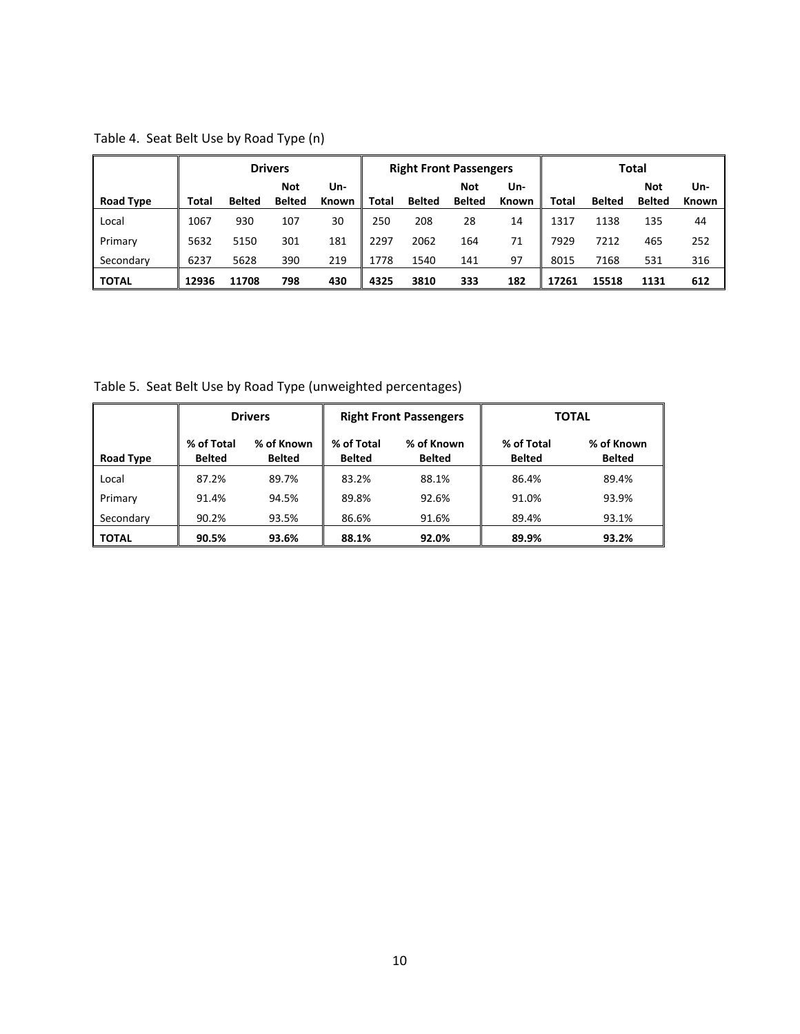Table 4. Seat Belt Use by Road Type (n)

| | Drivers | | | | Right Front Passengers | | | | Total | | | |
|---|---|---|---|---|---|---|---|---|---|---|---|---|
| **Road Type** | **Total** | **Belted** | **Not Belted** | **Un-Known** | **Total** | **Belted** | **Not Belted** | **Un-Known** | **Total** | **Belted** | **Not Belted** | **Un-Known** |
| Local | 1067 | 930 | 107 | 30 | 250 | 208 | 28 | 14 | 1317 | 1138 | 135 | 44 |
| Primary | 5632 | 5150 | 301 | 181 | 2297 | 2062 | 164 | 71 | 7929 | 7212 | 465 | 252 |
| Secondary | 6237 | 5628 | 390 | 219 | 1778 | 1540 | 141 | 97 | 8015 | 7168 | 531 | 316 |
| **TOTAL** | **12936** | **11708** | **798** | **430** | **4325** | **3810** | **333** | **182** | **17261** | **15518** | **1131** | **612** |

Table 5. Seat Belt Use by Road Type (unweighted percentages)

| | Drivers | | Right Front Passengers | | TOTAL | |
|---|---|---|---|---|---|---|
| **Road Type** | **% of Total Belted** | **% of Known Belted** | **% of Total Belted** | **% of Known Belted** | **% of Total Belted** | **% of Known Belted** |
| Local | 87.2% | 89.7% | 83.2% | 88.1% | 86.4% | 89.4% |
| Primary | 91.4% | 94.5% | 89.8% | 92.6% | 91.0% | 93.9% |
| Secondary | 90.2% | 93.5% | 86.6% | 91.6% | 89.4% | 93.1% |
| **TOTAL** | **90.5%** | **93.6%** | **88.1%** | **92.0%** | **89.9%** | **93.2%** |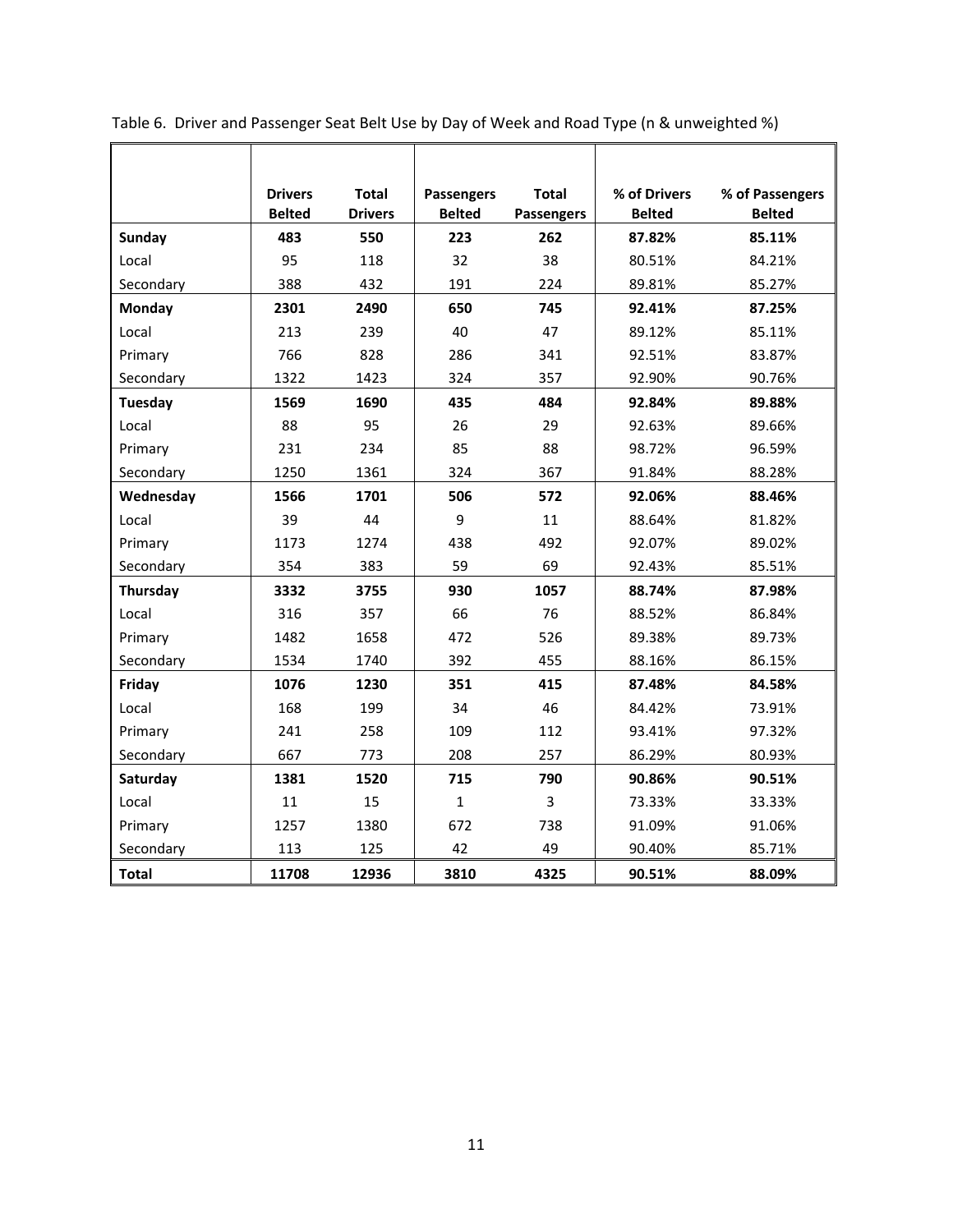Table 6. Driver and Passenger Seat Belt Use by Day of Week and Road Type (n & unweighted %)

| | Drivers Belted | Total Drivers | Passengers Belted | Total Passengers | % of Drivers Belted | % of Passengers Belted |
|---|---|---|---|---|---|---|
| **Sunday** | **483** | **550** | **223** | **262** | **87.82%** | **85.11%** |
| Local | 95 | 118 | 32 | 38 | 80.51% | 84.21% |
| Secondary | 388 | 432 | 191 | 224 | 89.81% | 85.27% |
| **Monday** | **2301** | **2490** | **650** | **745** | **92.41%** | **87.25%** |
| Local | 213 | 239 | 40 | 47 | 89.12% | 85.11% |
| Primary | 766 | 828 | 286 | 341 | 92.51% | 83.87% |
| Secondary | 1322 | 1423 | 324 | 357 | 92.90% | 90.76% |
| **Tuesday** | **1569** | **1690** | **435** | **484** | **92.84%** | **89.88%** |
| Local | 88 | 95 | 26 | 29 | 92.63% | 89.66% |
| Primary | 231 | 234 | 85 | 88 | 98.72% | 96.59% |
| Secondary | 1250 | 1361 | 324 | 367 | 91.84% | 88.28% |
| **Wednesday** | **1566** | **1701** | **506** | **572** | **92.06%** | **88.46%** |
| Local | 39 | 44 | 9 | 11 | 88.64% | 81.82% |
| Primary | 1173 | 1274 | 438 | 492 | 92.07% | 89.02% |
| Secondary | 354 | 383 | 59 | 69 | 92.43% | 85.51% |
| **Thursday** | **3332** | **3755** | **930** | **1057** | **88.74%** | **87.98%** |
| Local | 316 | 357 | 66 | 76 | 88.52% | 86.84% |
| Primary | 1482 | 1658 | 472 | 526 | 89.38% | 89.73% |
| Secondary | 1534 | 1740 | 392 | 455 | 88.16% | 86.15% |
| **Friday** | **1076** | **1230** | **351** | **415** | **87.48%** | **84.58%** |
| Local | 168 | 199 | 34 | 46 | 84.42% | 73.91% |
| Primary | 241 | 258 | 109 | 112 | 93.41% | 97.32% |
| Secondary | 667 | 773 | 208 | 257 | 86.29% | 80.93% |
| **Saturday** | **1381** | **1520** | **715** | **790** | **90.86%** | **90.51%** |
| Local | 11 | 15 | 1 | 3 | 73.33% | 33.33% |
| Primary | 1257 | 1380 | 672 | 738 | 91.09% | 91.06% |
| Secondary | 113 | 125 | 42 | 49 | 90.40% | 85.71% |
| **Total** | **11708** | **12936** | **3810** | **4325** | **90.51%** | **88.09%** |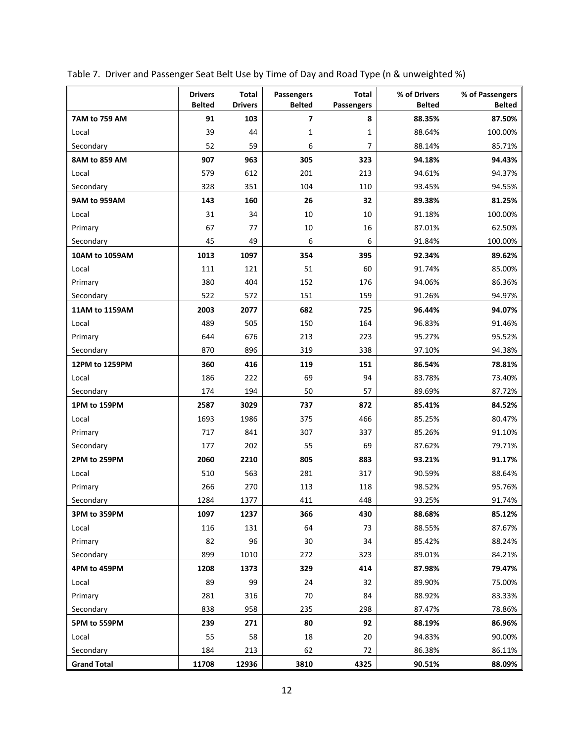Table 7. Driver and Passenger Seat Belt Use by Time of Day and Road Type (n & unweighted %)

| | Drivers Belted | Total Drivers | Passengers Belted | Total Passengers | % of Drivers Belted | % of Passengers Belted |
|---|---|---|---|---|---|---|
| **7AM to 759 AM** | **91** | **103** | **7** | **8** | **88.35%** | **87.50%** |
| Local | 39 | 44 | 1 | 1 | 88.64% | 100.00% |
| Secondary | 52 | 59 | 6 | 7 | 88.14% | 85.71% |
| **8AM to 859 AM** | **907** | **963** | **305** | **323** | **94.18%** | **94.43%** |
| Local | 579 | 612 | 201 | 213 | 94.61% | 94.37% |
| Secondary | 328 | 351 | 104 | 110 | 93.45% | 94.55% |
| **9AM to 959AM** | **143** | **160** | **26** | **32** | **89.38%** | **81.25%** |
| Local | 31 | 34 | 10 | 10 | 91.18% | 100.00% |
| Primary | 67 | 77 | 10 | 16 | 87.01% | 62.50% |
| Secondary | 45 | 49 | 6 | 6 | 91.84% | 100.00% |
| **10AM to 1059AM** | **1013** | **1097** | **354** | **395** | **92.34%** | **89.62%** |
| Local | 111 | 121 | 51 | 60 | 91.74% | 85.00% |
| Primary | 380 | 404 | 152 | 176 | 94.06% | 86.36% |
| Secondary | 522 | 572 | 151 | 159 | 91.26% | 94.97% |
| **11AM to 1159AM** | **2003** | **2077** | **682** | **725** | **96.44%** | **94.07%** |
| Local | 489 | 505 | 150 | 164 | 96.83% | 91.46% |
| Primary | 644 | 676 | 213 | 223 | 95.27% | 95.52% |
| Secondary | 870 | 896 | 319 | 338 | 97.10% | 94.38% |
| **12PM to 1259PM** | **360** | **416** | **119** | **151** | **86.54%** | **78.81%** |
| Local | 186 | 222 | 69 | 94 | 83.78% | 73.40% |
| Secondary | 174 | 194 | 50 | 57 | 89.69% | 87.72% |
| **1PM to 159PM** | **2587** | **3029** | **737** | **872** | **85.41%** | **84.52%** |
| Local | 1693 | 1986 | 375 | 466 | 85.25% | 80.47% |
| Primary | 717 | 841 | 307 | 337 | 85.26% | 91.10% |
| Secondary | 177 | 202 | 55 | 69 | 87.62% | 79.71% |
| **2PM to 259PM** | **2060** | **2210** | **805** | **883** | **93.21%** | **91.17%** |
| Local | 510 | 563 | 281 | 317 | 90.59% | 88.64% |
| Primary | 266 | 270 | 113 | 118 | 98.52% | 95.76% |
| Secondary | 1284 | 1377 | 411 | 448 | 93.25% | 91.74% |
| **3PM to 359PM** | **1097** | **1237** | **366** | **430** | **88.68%** | **85.12%** |
| Local | 116 | 131 | 64 | 73 | 88.55% | 87.67% |
| Primary | 82 | 96 | 30 | 34 | 85.42% | 88.24% |
| Secondary | 899 | 1010 | 272 | 323 | 89.01% | 84.21% |
| **4PM to 459PM** | **1208** | **1373** | **329** | **414** | **87.98%** | **79.47%** |
| Local | 89 | 99 | 24 | 32 | 89.90% | 75.00% |
| Primary | 281 | 316 | 70 | 84 | 88.92% | 83.33% |
| Secondary | 838 | 958 | 235 | 298 | 87.47% | 78.86% |
| **5PM to 559PM** | **239** | **271** | **80** | **92** | **88.19%** | **86.96%** |
| Local | 55 | 58 | 18 | 20 | 94.83% | 90.00% |
| Secondary | 184 | 213 | 62 | 72 | 86.38% | 86.11% |
| **Grand Total** | **11708** | **12936** | **3810** | **4325** | **90.51%** | **88.09%** |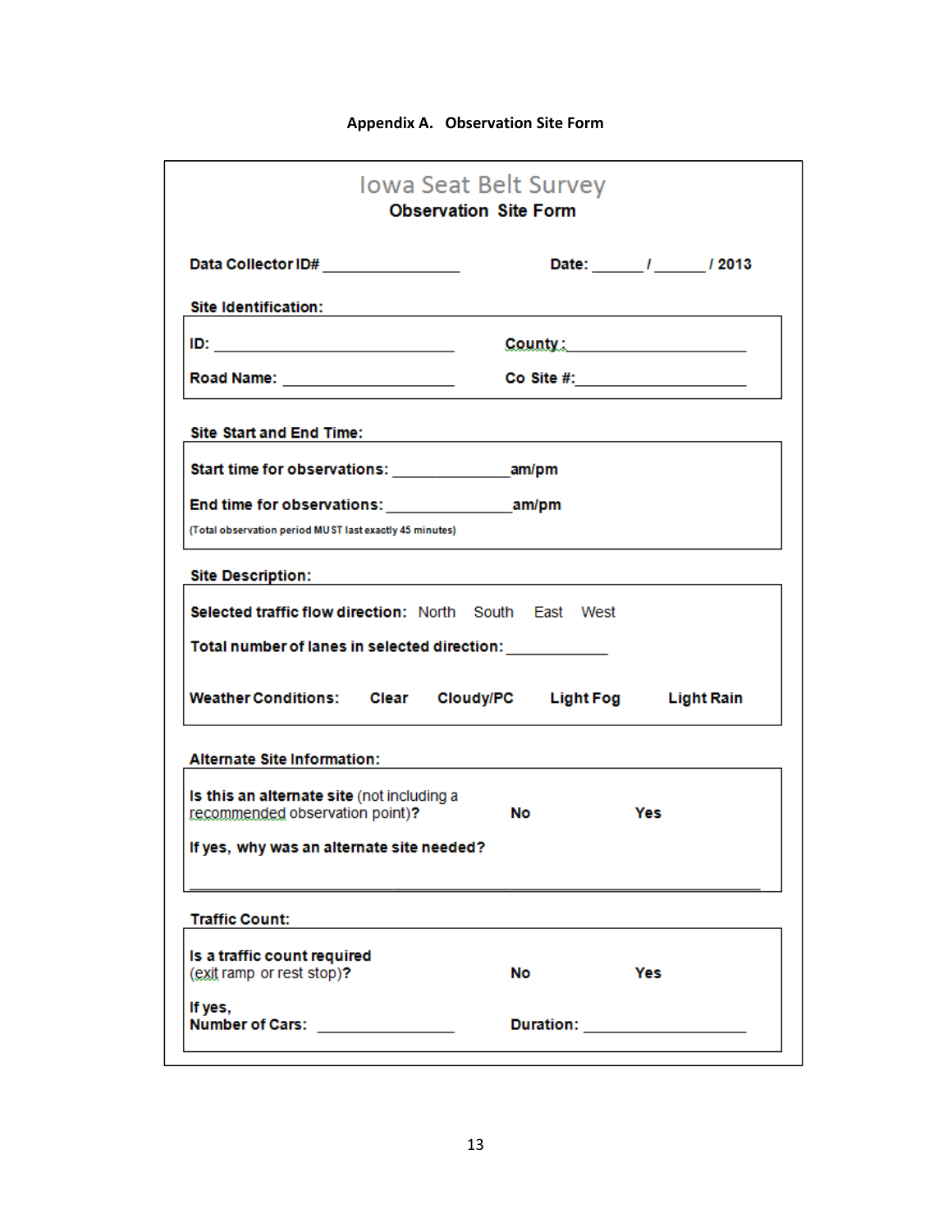# Appendix A. Observation Site Form

## Iowa Seat Belt Survey

### Observation Site Form

**Data Collector ID#** ________________ **Date:** ______ / ______ / 2013

**Site Identification:**

**ID:** ____________________________ **County:** ____________________

**Road Name:** ____________________ **Co Site #:** ____________________

**Site Start and End Time:**

**Start time for observations:** ______________ **am/pm**

**End time for observations:** ______________ **am/pm**

(Total observation period MUST last exactly 45 minutes)

**Site Description:**

**Selected traffic flow direction:** North South East West

**Total number of lanes in selected direction:** ____________

**Weather Conditions:** **Clear** **Cloudy/PC** **Light Fog** **Light Rain**

**Alternate Site Information:**

**Is this an alternate site** (not including a recommended observation point)? **No** **Yes**

**If yes, why was an alternate site needed?**

__________________________________________________________________

**Traffic Count:**

**Is a traffic count required** (exit ramp or rest stop)? **No** **Yes**

**If yes,**
**Number of Cars:** ________________ **Duration:** ____________________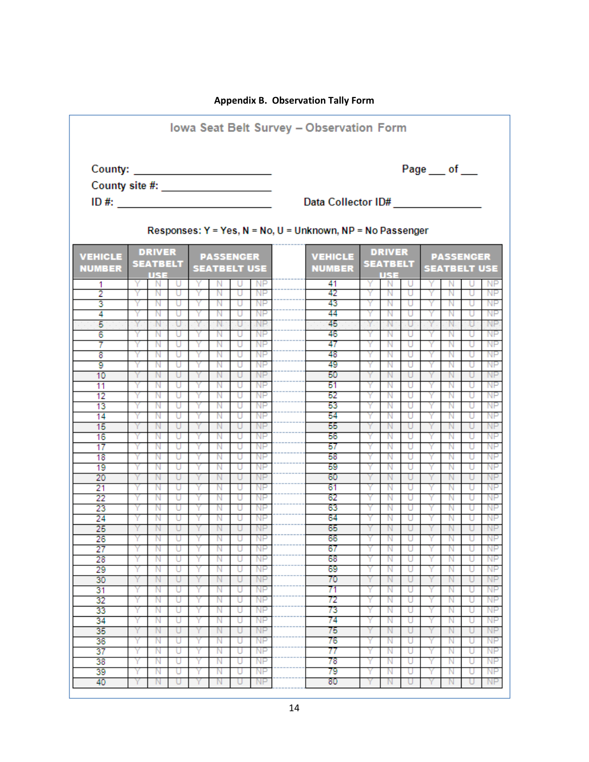**Appendix B. Observation Tally Form**

## Iowa Seat Belt Survey – Observation Form

County: ______________________ Page ___ of ___

County site #: ______________________

ID #: ______________________ Data Collector ID# ______________

Responses: Y = Yes, N = No, U = Unknown, NP = No Passenger

| VEHICLE NUMBER | DRIVER SEATBELT USE | | | PASSENGER SEATBELT USE | | | | VEHICLE NUMBER | DRIVER SEATBELT USE | | | PASSENGER SEATBELT USE | | | |
|---|---|---|---|---|---|---|---|---|---|---|---|---|---|---|---|
| 1 | Y | N | U | Y | N | U | NP | 41 | Y | N | U | Y | N | U | NP |
| 2 | Y | N | U | Y | N | U | NP | 42 | Y | N | U | Y | N | U | NP |
| 3 | Y | N | U | Y | N | U | NP | 43 | Y | N | U | Y | N | U | NP |
| 4 | Y | N | U | Y | N | U | NP | 44 | Y | N | U | Y | N | U | NP |
| 5 | Y | N | U | Y | N | U | NP | 45 | Y | N | U | Y | N | U | NP |
| 6 | Y | N | U | Y | N | U | NP | 46 | Y | N | U | Y | N | U | NP |
| 7 | Y | N | U | Y | N | U | NP | 47 | Y | N | U | Y | N | U | NP |
| 8 | Y | N | U | Y | N | U | NP | 48 | Y | N | U | Y | N | U | NP |
| 9 | Y | N | U | Y | N | U | NP | 49 | Y | N | U | Y | N | U | NP |
| 10 | Y | N | U | Y | N | U | NP | 50 | Y | N | U | Y | N | U | NP |
| 11 | Y | N | U | Y | N | U | NP | 51 | Y | N | U | Y | N | U | NP |
| 12 | Y | N | U | Y | N | U | NP | 52 | Y | N | U | Y | N | U | NP |
| 13 | Y | N | U | Y | N | U | NP | 53 | Y | N | U | Y | N | U | NP |
| 14 | Y | N | U | Y | N | U | NP | 54 | Y | N | U | Y | N | U | NP |
| 15 | Y | N | U | Y | N | U | NP | 55 | Y | N | U | Y | N | U | NP |
| 16 | Y | N | U | Y | N | U | NP | 56 | Y | N | U | Y | N | U | NP |
| 17 | Y | N | U | Y | N | U | NP | 57 | Y | N | U | Y | N | U | NP |
| 18 | Y | N | U | Y | N | U | NP | 58 | Y | N | U | Y | N | U | NP |
| 19 | Y | N | U | Y | N | U | NP | 59 | Y | N | U | Y | N | U | NP |
| 20 | Y | N | U | Y | N | U | NP | 60 | Y | N | U | Y | N | U | NP |
| 21 | Y | N | U | Y | N | U | NP | 61 | Y | N | U | Y | N | U | NP |
| 22 | Y | N | U | Y | N | U | NP | 62 | Y | N | U | Y | N | U | NP |
| 23 | Y | N | U | Y | N | U | NP | 63 | Y | N | U | Y | N | U | NP |
| 24 | Y | N | U | Y | N | U | NP | 64 | Y | N | U | Y | N | U | NP |
| 25 | Y | N | U | Y | N | U | NP | 65 | Y | N | U | Y | N | U | NP |
| 26 | Y | N | U | Y | N | U | NP | 66 | Y | N | U | Y | N | U | NP |
| 27 | Y | N | U | Y | N | U | NP | 67 | Y | N | U | Y | N | U | NP |
| 28 | Y | N | U | Y | N | U | NP | 68 | Y | N | U | Y | N | U | NP |
| 29 | Y | N | U | Y | N | U | NP | 69 | Y | N | U | Y | N | U | NP |
| 30 | Y | N | U | Y | N | U | NP | 70 | Y | N | U | Y | N | U | NP |
| 31 | Y | N | U | Y | N | U | NP | 71 | Y | N | U | Y | N | U | NP |
| 32 | Y | N | U | Y | N | U | NP | 72 | Y | N | U | Y | N | U | NP |
| 33 | Y | N | U | Y | N | U | NP | 73 | Y | N | U | Y | N | U | NP |
| 34 | Y | N | U | Y | N | U | NP | 74 | Y | N | U | Y | N | U | NP |
| 35 | Y | N | U | Y | N | U | NP | 75 | Y | N | U | Y | N | U | NP |
| 36 | Y | N | U | Y | N | U | NP | 76 | Y | N | U | Y | N | U | NP |
| 37 | Y | N | U | Y | N | U | NP | 77 | Y | N | U | Y | N | U | NP |
| 38 | Y | N | U | Y | N | U | NP | 78 | Y | N | U | Y | N | U | NP |
| 39 | Y | N | U | Y | N | U | NP | 79 | Y | N | U | Y | N | U | NP |
| 40 | Y | N | U | Y | N | U | NP | 80 | Y | N | U | Y | N | U | NP |